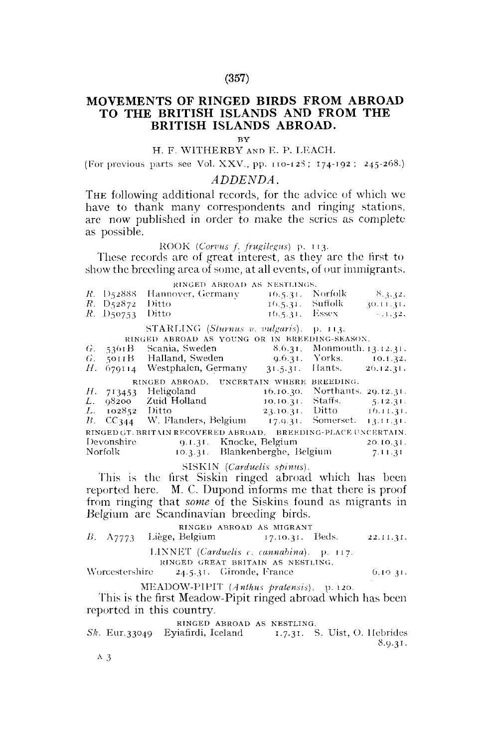# MOVEMENTS OF RINGED BIRDS FROM ABROAD TO THE BRITISH ISLANDS AND FROM THE BRITISH ISLANDS ABROAD.

BY

H. F. WITHERBY AND E. P. LEACH.

(For previous parts see Vol. XXV., pp. 110-128; 174-192; 245-268.)

## *ADDENDA.*

THE following additional records, for the advice of which we have to thank many correspondents and ringing stations, are now published in order to make the series as complete as possible.

### ROOK (*Corvus f. frugilegus*) p. 113.

These records are of great interest, as they are the first to show the breeding area of some, at all events, of our immigrants.

RINGED ABROAD AS NESTLINGS.

| | | | | |
|---|---|---|---|---|
| *R.* D52888 | Hannover, Germany | 16.5.31. | Norfolk | 8.3.32. |
| *R.* D52872 | Ditto | 16.5.31. | Suffolk | 30.11.31. |
| *R.* D50753 | Ditto | 16.5.31. | Essex | —.1.32. |

### STARLING (*Sturnus v. vulgaris*). p. 113.

RINGED ABROAD AS YOUNG OR IN BREEDING-SEASON.

| | | | | |
|---|---|---|---|---|
| *G.* 5361B | Scania, Sweden | 8.6.31. | Monmouth. | 13.12.31. |
| *G.* 5011B | Halland, Sweden | 9.6.31. | Yorks. | 10.1.32. |
| *H.* 679114 | Westphalen, Germany | 31.5.31. | Hants. | 26.12.31. |

RINGED ABROAD. UNCERTAIN WHERE BREEDING.

| | | | | |
|---|---|---|---|---|
| *H.* 713453 | Heligoland | 16.10.30. | Northants. | 29.12.31. |
| *L.* 98200 | Zuid Holland | 10.10.31. | Staffs. | 5.12.31. |
| *L.* 102852 | Ditto | 23.10.31. | Ditto | 16.11.31. |
| *B.* CC344 | W. Flanders, Belgium | 17.9.31. | Somerset. | 13.11.31. |

RINGED GT. BRITAIN RECOVERED ABROAD. BREEDING-PLACE UNCERTAIN.

| | | | |
|---|---|---|---|
| Devonshire | 9.1.31. | Knocke, Belgium | 20.10.31. |
| Norfolk | 10.3.31. | Blankenberghe, Belgium | 7.11.31 |

### SISKIN (*Carduelis spinus*).

This is the first Siskin ringed abroad which has been reported here. M. C. Dupond informs me that there is proof from ringing that *some* of the Siskins found as migrants in Belgium are Scandinavian breeding birds.

RINGED ABROAD AS MIGRANT

| | | | | |
|---|---|---|---|---|
| *B.* A7773 | Liège, Belgium | 17.10.31. | Beds. | 22.11.31. |

### LINNET (*Carduelis c. cannabina*). p. 117.

RINGED GREAT BRITAIN AS NESTLING.

| | | | |
|---|---|---|---|
| Worcestershire | 24.5.31. | Gironde, France | 6.10 31. |

### MEADOW-PIPIT (*Anthus pratensis*). p. 120.

This is the first Meadow-Pipit ringed abroad which has been reported in this country.

RINGED ABROAD AS NESTLING.

| | | | | |
|---|---|---|---|---|
| *Sk.* Eur.33049 | Eyiafirdi, Iceland | 1.7.31. | S. Uist, O. Hebrides | 8.9.31. |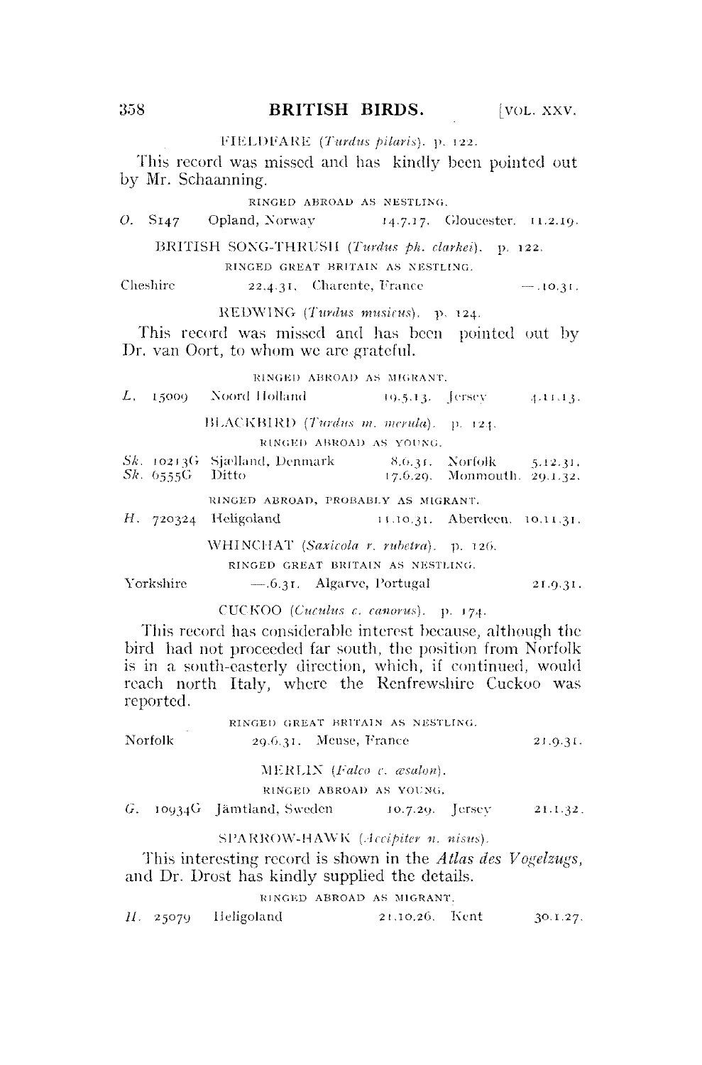FIELDFARE (*Turdus pilaris*). p. 122.

This record was missed and has kindly been pointed out by Mr. Schaanning.

RINGED ABROAD AS NESTLING.

| | | | | |
|---|---|---|---|---|
| *O.* S147 | Opland, Norway | 14.7.17. | Gloucester. | 11.2.19. |

BRITISH SONG-THRUSH (*Turdus ph. clarkei*). p. 122.

RINGED GREAT BRITAIN AS NESTLING.

| | | | |
|---|---|---|---|
| Cheshire | 22.4.31. | Charente, France | —.10.31. |

REDWING (*Turdus musicus*). p. 124.

This record was missed and has been pointed out by Dr. van Oort, to whom we are grateful.

RINGED ABROAD AS MIGRANT.

| | | | | |
|---|---|---|---|---|
| *L.* 15009 | Noord Holland | 19.5.13. | Jersey | 4.11.13. |

BLACKBIRD (*Turdus m. merula*). p. 124.

RINGED ABROAD AS YOUNG.

| | | | | |
|---|---|---|---|---|
| *Sk.* 10213G | Sjælland, Denmark | 8.6.31. | Norfolk | 5.12.31. |
| *Sk.* 6555G | Ditto | 17.6.29. | Monmouth. | 29.1.32. |

RINGED ABROAD, PROBABLY AS MIGRANT.

| | | | | |
|---|---|---|---|---|
| *H.* 720324 | Heligoland | 11.10.31. | Aberdeen. | 10.11.31. |

WHINCHAT (*Saxicola r. rubetra*). p. 126.

RINGED GREAT BRITAIN AS NESTLING.

| | | | |
|---|---|---|---|
| Yorkshire | —.6.31. | Algarve, Portugal | 21.9.31. |

CUCKOO (*Cuculus c. canorus*). p. 174.

This record has considerable interest because, although the bird had not proceeded far south, the position from Norfolk is in a south-easterly direction, which, if continued, would reach north Italy, where the Renfrewshire Cuckoo was reported.

RINGED GREAT BRITAIN AS NESTLING.

| | | | |
|---|---|---|---|
| Norfolk | 29.6.31. | Meuse, France | 21.9.31. |

MERLIN (*Falco c. æsalon*).

RINGED ABROAD AS YOUNG.

| | | | | |
|---|---|---|---|---|
| *G.* 10934G | Jämtland, Sweden | 10.7.29. | Jersey | 21.1.32. |

SPARROW-HAWK (*Accipiter n. nisus*).

This interesting record is shown in the *Atlas des Vogelzugs*, and Dr. Drost has kindly supplied the details.

RINGED ABROAD AS MIGRANT.

| | | | | |
|---|---|---|---|---|
| *H.* 25079 | Heligoland | 21.10.26. | Kent | 30.1.27. |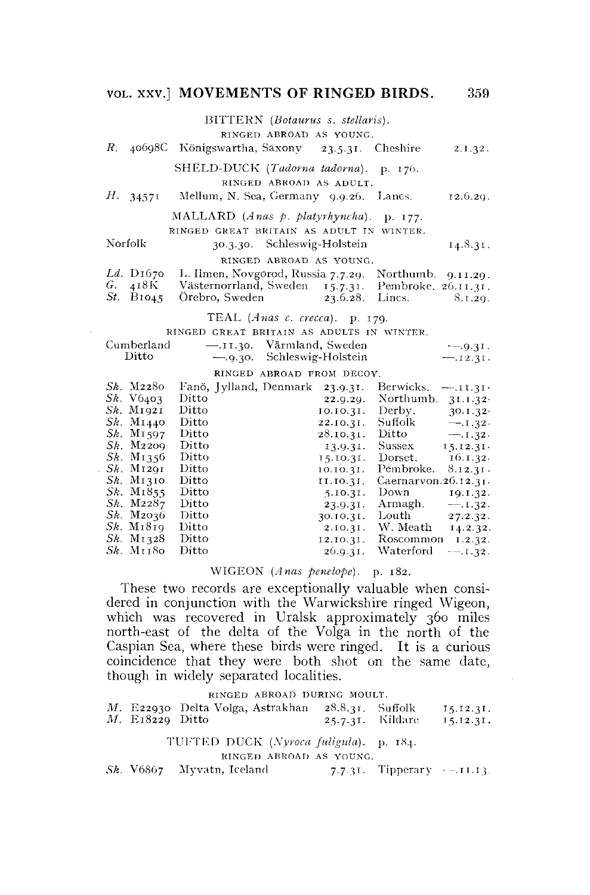BITTERN (*Botaurus s. stellaris*).

RINGED ABROAD AS YOUNG.

| | | | | | |
|---|---|---|---|---|---|
| *R.* | 40698C | Königswartha, Saxony | 23.5.31. | Cheshire | 2.1.32. |

SHELD-DUCK (*Tadorna tadorna*). p. 176.

RINGED ABROAD AS ADULT.

| | | | | | |
|---|---|---|---|---|---|
| *H.* | 34571 | Mellum, N. Sea, Germany | 9.9.26. | Lancs. | 12.6.29. |

MALLARD (*Anas p. platyrhyncha*). p. 177.

RINGED GREAT BRITAIN AS ADULT IN WINTER.

| | | | |
|---|---|---|---|
| Norfolk | 30.3.30. | Schleswig-Holstein | 14.8.31. |

RINGED ABROAD AS YOUNG.

| | | | | | |
|---|---|---|---|---|---|
| *Ld.* | D1670 | L. Ilmen, Novgorod, Russia | 7.7.29. | Northumb. | 9.11.29. |
| *G.* | 418K | Västernorrland, Sweden | 15.7.31. | Pembroke. | 26.11.31. |
| *St.* | B1045 | Örebro, Sweden | 23.6.28. | Lincs. | 8.1.29. |

TEAL (*Anas c. crecca*). p. 179.

RINGED GREAT BRITAIN AS ADULTS IN WINTER.

| | | | |
|---|---|---|---|
| Cumberland | —.11.30. | Värmland, Sweden | —.9.31. |
| Ditto | —.9.30. | Schleswig-Holstein | —.12.31. |

RINGED ABROAD FROM DECOY.

| | | | | | |
|---|---|---|---|---|---|
| *Sk.* | M2280 | Fanö, Jylland, Denmark | 23.9.31. | Berwicks. | —.11.31. |
| *Sk.* | V6403 | Ditto | 22.9.29. | Northumb. | 31.1.32. |
| *Sk.* | M1921 | Ditto | 10.10.31. | Derby. | 30.1.32. |
| *Sk.* | M1440 | Ditto | 22.10.31. | Suffolk | —.1.32. |
| *Sk.* | M1597 | Ditto | 28.10.31. | Ditto | —.1.32. |
| *Sk.* | M2209 | Ditto | 13.9.31. | Sussex | 15.12.31. |
| *Sk.* | M1356 | Ditto | 15.10.31. | Dorset. | 16.1.32. |
| *Sk.* | M1291 | Ditto | 10.10.31. | Pembroke. | 8.12.31. |
| *Sk.* | M1310 | Ditto | 11.10.31. | Caernarvon. | 26.12.31. |
| *Sk.* | M1855 | Ditto | 5.10.31. | Down | 19.1.32. |
| *Sk.* | M2287 | Ditto | 23.9.31. | Armagh. | —.1.32. |
| *Sk.* | M2036 | Ditto | 30.10.31. | Louth | 27.2.32. |
| *Sk.* | M1819 | Ditto | 2.10.31. | W. Meath | 14.2.32. |
| *Sk.* | M1328 | Ditto | 12.10.31. | Roscommon | 1.2.32. |
| *Sk.* | M1180 | Ditto | 26.9.31. | Waterford | —.1.32. |

WIGEON (*Anas penelope*). p. 182.

These two records are exceptionally valuable when considered in conjunction with the Warwickshire ringed Wigeon, which was recovered in Uralsk approximately 360 miles north-east of the delta of the Volga in the north of the Caspian Sea, where these birds were ringed. It is a curious coincidence that they were both shot on the same date, though in widely separated localities.

RINGED ABROAD DURING MOULT.

| | | | | | |
|---|---|---|---|---|---|
| *M.* | E22930 | Delta Volga, Astrakhan | 28.8.31. | Suffolk | 15.12.31. |
| *M.* | E18229 | Ditto | 25.7.31. | Kildare | 15.12.31. |

TUFTED DUCK (*Nyroca fuligula*). p. 184.

RINGED ABROAD AS YOUNG.

| | | | | | |
|---|---|---|---|---|---|
| *Sk.* | V6867 | Myvatn, Iceland | 7.7.31. | Tipperary | —.11.13. |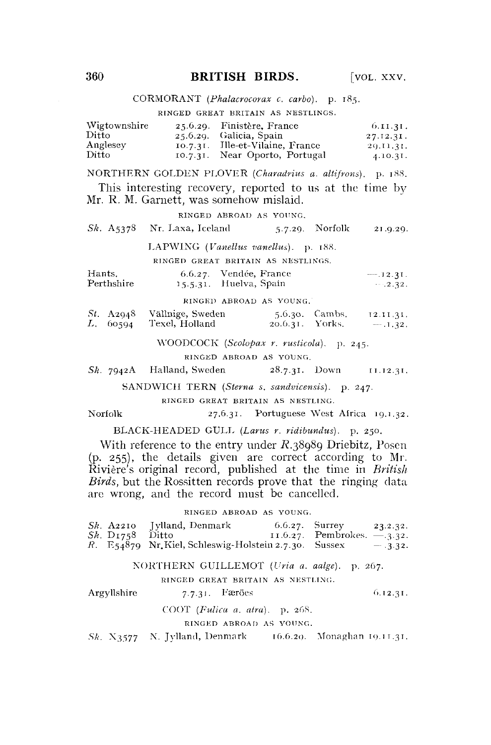CORMORANT (*Phalacrocorax c. carbo*). p. 185.

RINGED GREAT BRITAIN AS NESTLINGS.

| | | | |
|---|---|---|---|
| Wigtownshire | 25.6.29. | Finistère, France | 6.11.31. |
| Ditto | 25.6.29. | Galicia, Spain | 27.12.31. |
| Anglesey | 10.7.31. | Ille-et-Vilaine, France | 29.11.31. |
| Ditto | 10.7.31. | Near Oporto, Portugal | 4.10.31. |

NORTHERN GOLDEN PLOVER (*Charadrius a. altifrons*). p. 188.

This interesting recovery, reported to us at the time by Mr. R. M. Garnett, was somehow mislaid.

RINGED ABROAD AS YOUNG.

| | | | | |
|---|---|---|---|---|
| *Sk.* A5378 | Nr. Laxa, Iceland | 5.7.29. | Norfolk | 21.9.29. |

LAPWING (*Vanellus vanellus*). p. 188.

RINGED GREAT BRITAIN AS NESTLINGS.

| | | | |
|---|---|---|---|
| Hants. | 6.6.27. | Vendée, France | —.12.31. |
| Perthshire | 15.5.31. | Huelva, Spain | —.2.32. |

RINGED ABROAD AS YOUNG.

| | | | | |
|---|---|---|---|---|
| *St.* A2948 | Vällnige, Sweden | 5.6.30. | Cambs. | 12.11.31. |
| *L.* 60594 | Texel, Holland | 20.6.31. | Yorks. | —.1.32. |

WOODCOCK (*Scolopax r. rusticola*). p. 245.

RINGED ABROAD AS YOUNG.

| | | | | |
|---|---|---|---|---|
| *Sk.* 7942A | Halland, Sweden | 28.7.31. | Down | 11.12.31. |

SANDWICH TERN (*Sterna s. sandvicensis*). p. 247.

RINGED GREAT BRITAIN AS NESTLING.

| | | | |
|---|---|---|---|
| Norfolk | 27.6.31. | Portuguese West Africa | 19.1.32. |

BLACK-HEADED GULL (*Larus r. ridibundus*). p. 250.

With reference to the entry under *R.*38989 Driebitz, Posen (p. 255), the details given are correct according to Mr. Rivière's original record, published at the time in *British Birds*, but the Rossitten records prove that the ringing data are wrong, and the record must be cancelled.

RINGED ABROAD AS YOUNG.

| | | | | |
|---|---|---|---|---|
| *Sk.* A2210 | Jylland, Denmark | 6.6.27. | Surrey | 23.2.32. |
| *Sk.* D1758 | Ditto | 11.6.27. | Pembrokes. | —.3.32. |
| *R.* E54879 | Nr. Kiel, Schleswig-Holstein | 2.7.30. | Sussex | —.3.32. |

NORTHERN GUILLEMOT (*Uria a. aalge*). p. 267.

RINGED GREAT BRITAIN AS NESTLING.

| | | | |
|---|---|---|---|
| Argyllshire | 7.7.31. | Færöes | 6.12.31. |

COOT (*Fulica a. atra*). p. 268.

RINGED ABROAD AS YOUNG.

| | | | | |
|---|---|---|---|---|
| *Sk.* X3577 | N. Jylland, Denmark | 16.6.29. | Monaghan | 19.11.31. |